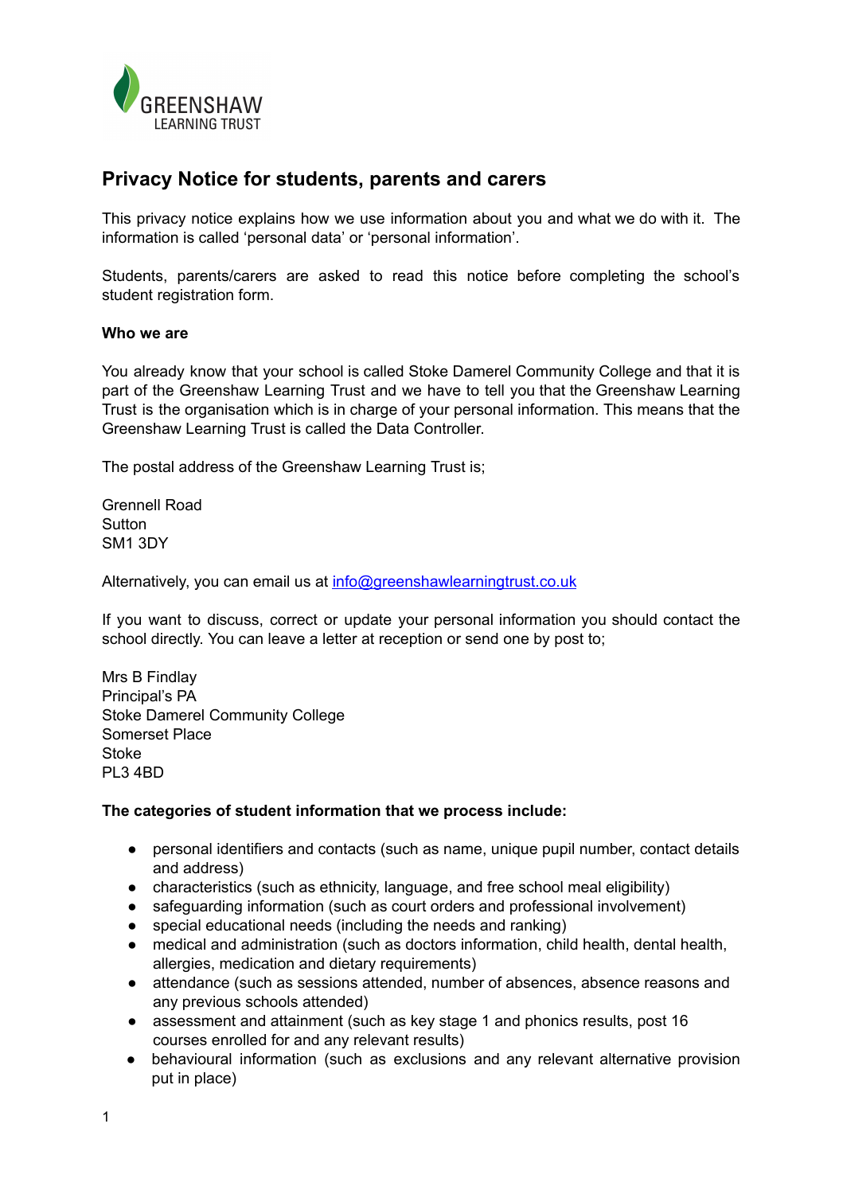GREENSHAW
LEARNING TRUST

# Privacy Notice for students, parents and carers

This privacy notice explains how we use information about you and what we do with it. The information is called 'personal data' or 'personal information'.

Students, parents/carers are asked to read this notice before completing the school's student registration form.

**Who we are**

You already know that your school is called Stoke Damerel Community College and that it is part of the Greenshaw Learning Trust and we have to tell you that the Greenshaw Learning Trust is the organisation which is in charge of your personal information. This means that the Greenshaw Learning Trust is called the Data Controller.

The postal address of the Greenshaw Learning Trust is;

Grennell Road
Sutton
SM1 3DY

Alternatively, you can email us at info@greenshawlearningtrust.co.uk

If you want to discuss, correct or update your personal information you should contact the school directly. You can leave a letter at reception or send one by post to;

Mrs B Findlay
Principal's PA
Stoke Damerel Community College
Somerset Place
Stoke
PL3 4BD

**The categories of student information that we process include:**

- personal identifiers and contacts (such as name, unique pupil number, contact details and address)
- characteristics (such as ethnicity, language, and free school meal eligibility)
- safeguarding information (such as court orders and professional involvement)
- special educational needs (including the needs and ranking)
- medical and administration (such as doctors information, child health, dental health, allergies, medication and dietary requirements)
- attendance (such as sessions attended, number of absences, absence reasons and any previous schools attended)
- assessment and attainment (such as key stage 1 and phonics results, post 16 courses enrolled for and any relevant results)
- behavioural information (such as exclusions and any relevant alternative provision put in place)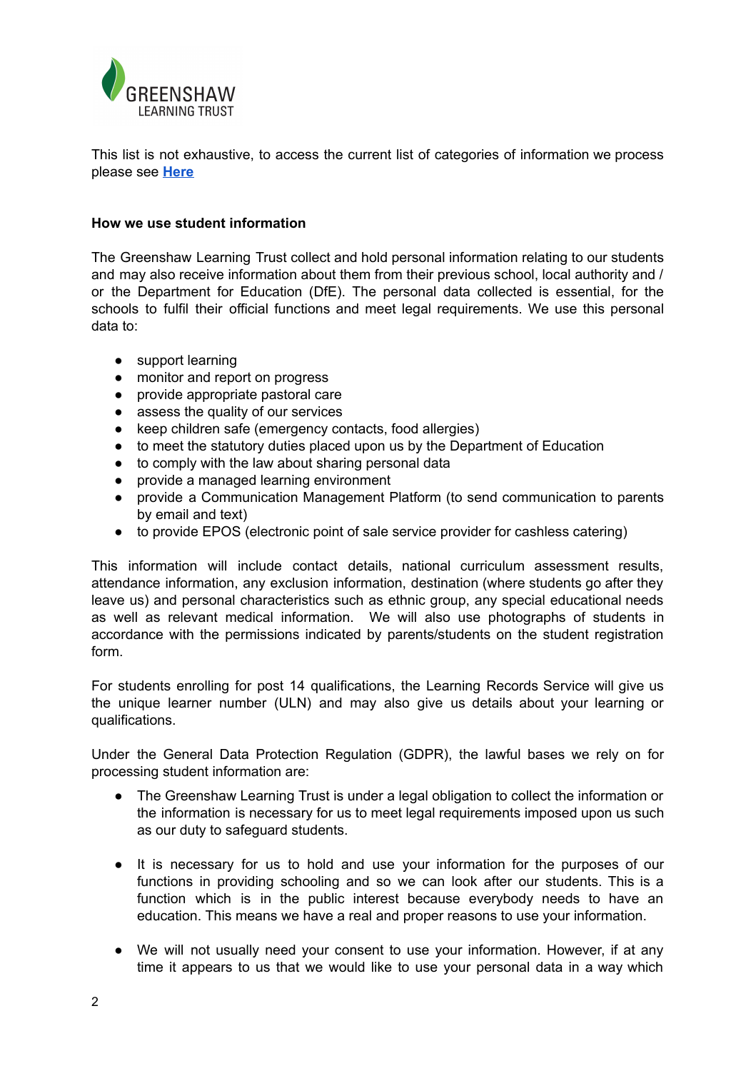This list is not exhaustive, to access the current list of categories of information we process please see **Here**

**How we use student information**

The Greenshaw Learning Trust collect and hold personal information relating to our students and may also receive information about them from their previous school, local authority and / or the Department for Education (DfE). The personal data collected is essential, for the schools to fulfil their official functions and meet legal requirements. We use this personal data to:

- support learning
- monitor and report on progress
- provide appropriate pastoral care
- assess the quality of our services
- keep children safe (emergency contacts, food allergies)
- to meet the statutory duties placed upon us by the Department of Education
- to comply with the law about sharing personal data
- provide a managed learning environment
- provide a Communication Management Platform (to send communication to parents by email and text)
- to provide EPOS (electronic point of sale service provider for cashless catering)

This information will include contact details, national curriculum assessment results, attendance information, any exclusion information, destination (where students go after they leave us) and personal characteristics such as ethnic group, any special educational needs as well as relevant medical information. We will also use photographs of students in accordance with the permissions indicated by parents/students on the student registration form.

For students enrolling for post 14 qualifications, the Learning Records Service will give us the unique learner number (ULN) and may also give us details about your learning or qualifications.

Under the General Data Protection Regulation (GDPR), the lawful bases we rely on for processing student information are:

- The Greenshaw Learning Trust is under a legal obligation to collect the information or the information is necessary for us to meet legal requirements imposed upon us such as our duty to safeguard students.

- It is necessary for us to hold and use your information for the purposes of our functions in providing schooling and so we can look after our students. This is a function which is in the public interest because everybody needs to have an education. This means we have a real and proper reasons to use your information.

- We will not usually need your consent to use your information. However, if at any time it appears to us that we would like to use your personal data in a way which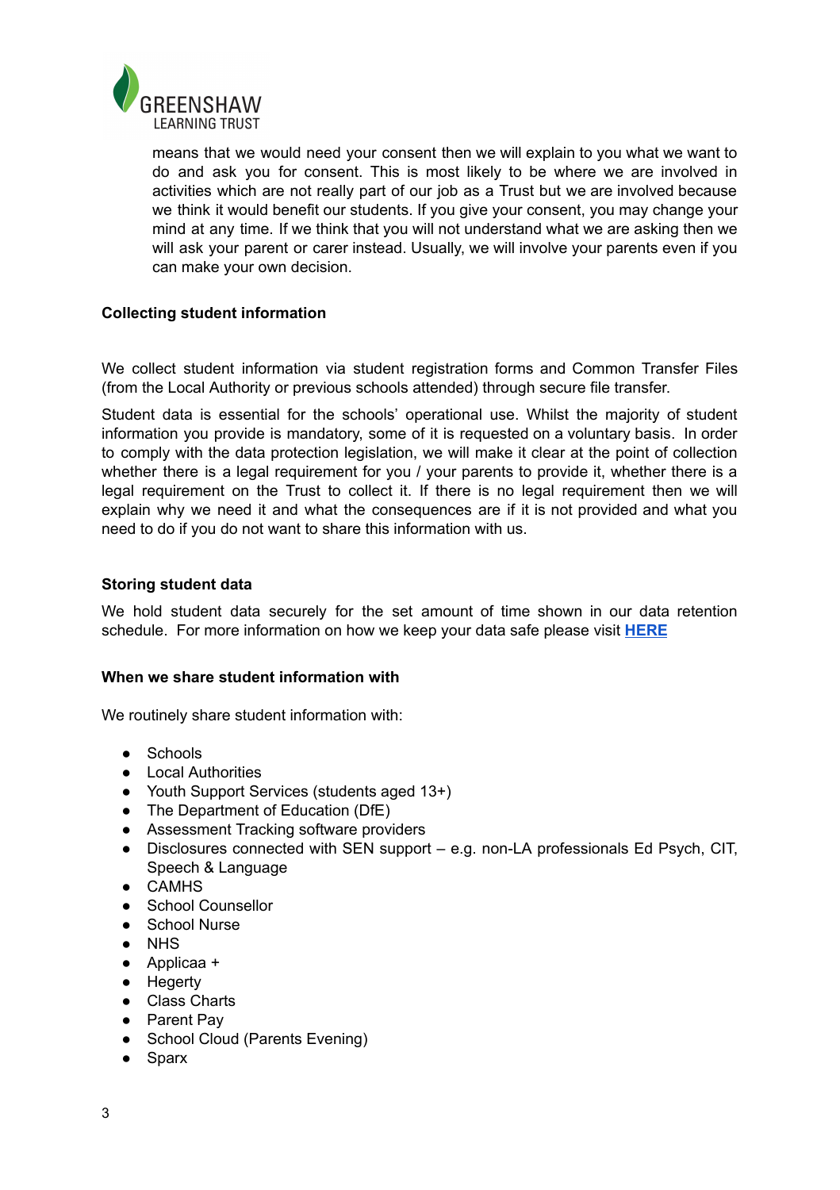means that we would need your consent then we will explain to you what we want to do and ask you for consent. This is most likely to be where we are involved in activities which are not really part of our job as a Trust but we are involved because we think it would benefit our students. If you give your consent, you may change your mind at any time. If we think that you will not understand what we are asking then we will ask your parent or carer instead. Usually, we will involve your parents even if you can make your own decision.

**Collecting student information**

We collect student information via student registration forms and Common Transfer Files (from the Local Authority or previous schools attended) through secure file transfer.

Student data is essential for the schools' operational use. Whilst the majority of student information you provide is mandatory, some of it is requested on a voluntary basis. In order to comply with the data protection legislation, we will make it clear at the point of collection whether there is a legal requirement for you / your parents to provide it, whether there is a legal requirement on the Trust to collect it. If there is no legal requirement then we will explain why we need it and what the consequences are if it is not provided and what you need to do if you do not want to share this information with us.

**Storing student data**

We hold student data securely for the set amount of time shown in our data retention schedule. For more information on how we keep your data safe please visit **HERE**

**When we share student information with**

We routinely share student information with:

- Schools
- Local Authorities
- Youth Support Services (students aged 13+)
- The Department of Education (DfE)
- Assessment Tracking software providers
- Disclosures connected with SEN support – e.g. non-LA professionals Ed Psych, CIT, Speech & Language
- CAMHS
- School Counsellor
- School Nurse
- NHS
- Applicaa +
- Hegerty
- Class Charts
- Parent Pay
- School Cloud (Parents Evening)
- Sparx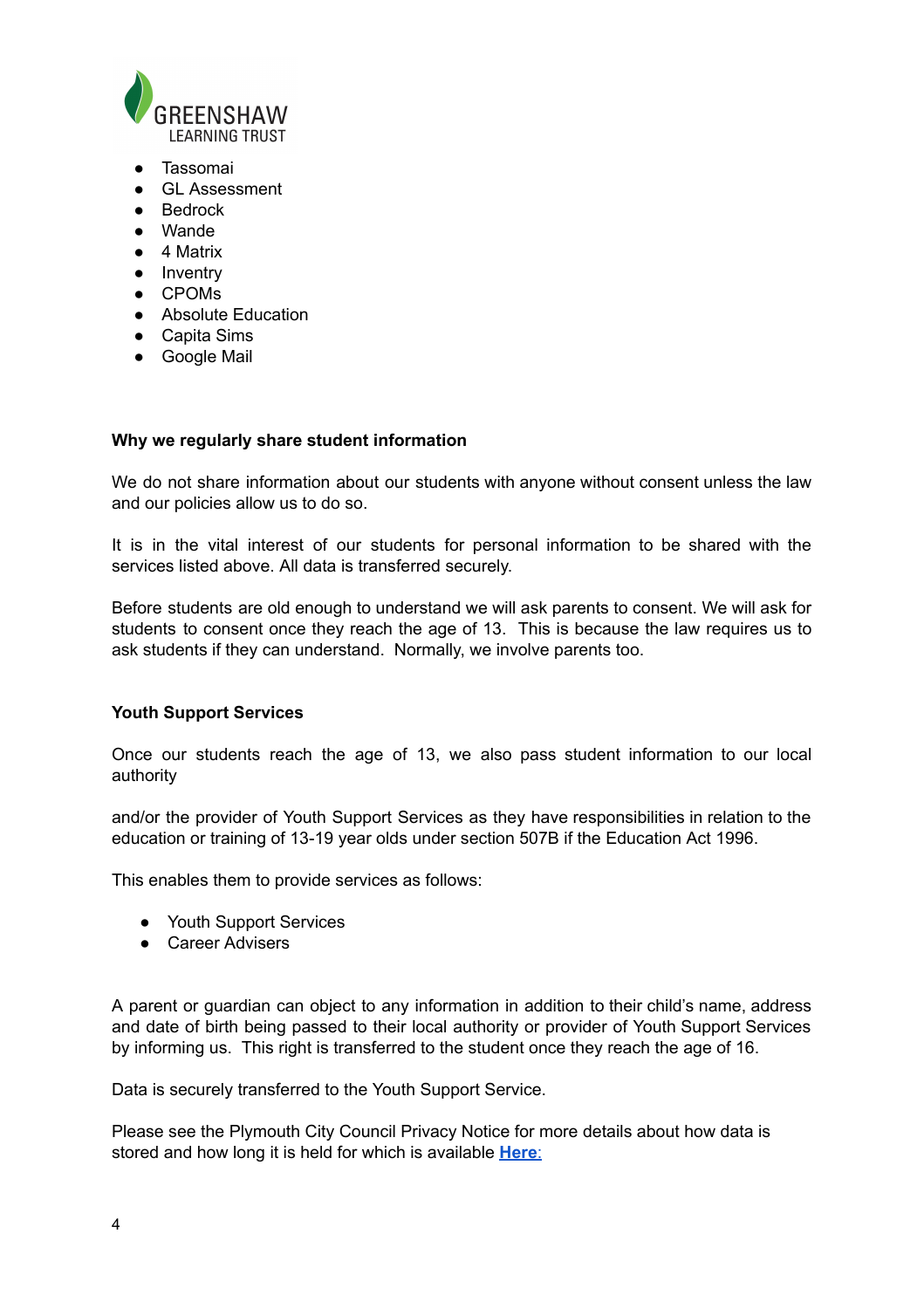- Tassomai
- GL Assessment
- Bedrock
- Wande
- 4 Matrix
- Inventry
- CPOMs
- Absolute Education
- Capita Sims
- Google Mail

**Why we regularly share student information**

We do not share information about our students with anyone without consent unless the law and our policies allow us to do so.

It is in the vital interest of our students for personal information to be shared with the services listed above. All data is transferred securely.

Before students are old enough to understand we will ask parents to consent. We will ask for students to consent once they reach the age of 13. This is because the law requires us to ask students if they can understand. Normally, we involve parents too.

**Youth Support Services**

Once our students reach the age of 13, we also pass student information to our local authority

and/or the provider of Youth Support Services as they have responsibilities in relation to the education or training of 13-19 year olds under section 507B if the Education Act 1996.

This enables them to provide services as follows:

- Youth Support Services
- Career Advisers

A parent or guardian can object to any information in addition to their child's name, address and date of birth being passed to their local authority or provider of Youth Support Services by informing us. This right is transferred to the student once they reach the age of 16.

Data is securely transferred to the Youth Support Service.

Please see the Plymouth City Council Privacy Notice for more details about how data is stored and how long it is held for which is available **Here**: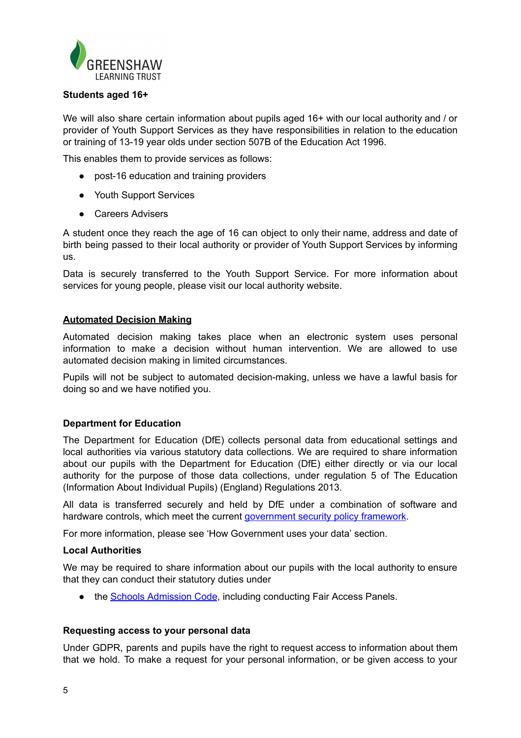**Students aged 16+**

We will also share certain information about pupils aged 16+ with our local authority and / or provider of Youth Support Services as they have responsibilities in relation to the education or training of 13-19 year olds under section 507B of the Education Act 1996.

This enables them to provide services as follows:

- post-16 education and training providers
- Youth Support Services
- Careers Advisers

A student once they reach the age of 16 can object to only their name, address and date of birth being passed to their local authority or provider of Youth Support Services by informing us.

Data is securely transferred to the Youth Support Service. For more information about services for young people, please visit our local authority website.

**Automated Decision Making**

Automated decision making takes place when an electronic system uses personal information to make a decision without human intervention. We are allowed to use automated decision making in limited circumstances.

Pupils will not be subject to automated decision-making, unless we have a lawful basis for doing so and we have notified you.

**Department for Education**

The Department for Education (DfE) collects personal data from educational settings and local authorities via various statutory data collections. We are required to share information about our pupils with the Department for Education (DfE) either directly or via our local authority for the purpose of those data collections, under regulation 5 of The Education (Information About Individual Pupils) (England) Regulations 2013.

All data is transferred securely and held by DfE under a combination of software and hardware controls, which meet the current government security policy framework.

For more information, please see 'How Government uses your data' section.

**Local Authorities**

We may be required to share information about our pupils with the local authority to ensure that they can conduct their statutory duties under

- the Schools Admission Code, including conducting Fair Access Panels.

**Requesting access to your personal data**

Under GDPR, parents and pupils have the right to request access to information about them that we hold. To make a request for your personal information, or be given access to your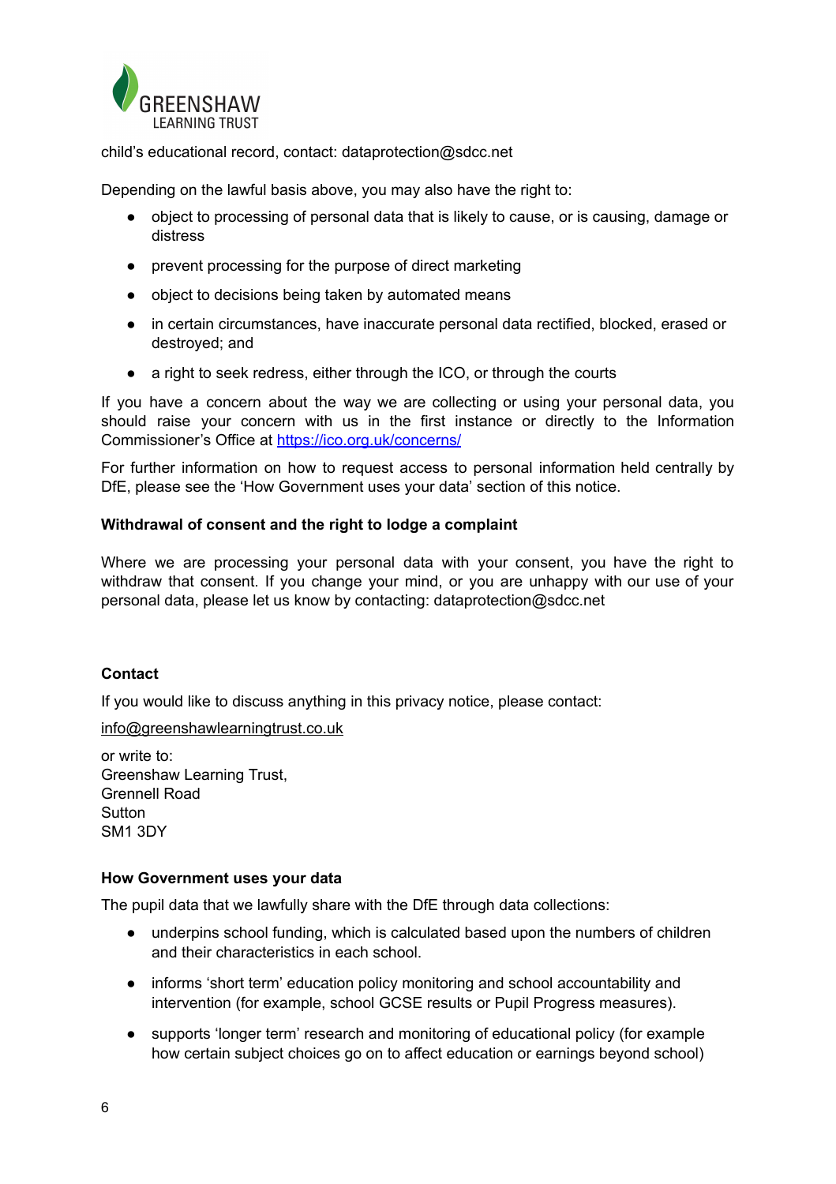child's educational record, contact: dataprotection@sdcc.net

Depending on the lawful basis above, you may also have the right to:

- object to processing of personal data that is likely to cause, or is causing, damage or distress
- prevent processing for the purpose of direct marketing
- object to decisions being taken by automated means
- in certain circumstances, have inaccurate personal data rectified, blocked, erased or destroyed; and
- a right to seek redress, either through the ICO, or through the courts

If you have a concern about the way we are collecting or using your personal data, you should raise your concern with us in the first instance or directly to the Information Commissioner's Office at [https://ico.org.uk/concerns/](https://ico.org.uk/concerns/)

For further information on how to request access to personal information held centrally by DfE, please see the 'How Government uses your data' section of this notice.

**Withdrawal of consent and the right to lodge a complaint**

Where we are processing your personal data with your consent, you have the right to withdraw that consent. If you change your mind, or you are unhappy with our use of your personal data, please let us know by contacting: dataprotection@sdcc.net

**Contact**

If you would like to discuss anything in this privacy notice, please contact:

info@greenshawlearningtrust.co.uk

or write to:
Greenshaw Learning Trust,
Grennell Road
Sutton
SM1 3DY

**How Government uses your data**

The pupil data that we lawfully share with the DfE through data collections:

- underpins school funding, which is calculated based upon the numbers of children and their characteristics in each school.
- informs 'short term' education policy monitoring and school accountability and intervention (for example, school GCSE results or Pupil Progress measures).
- supports 'longer term' research and monitoring of educational policy (for example how certain subject choices go on to affect education or earnings beyond school)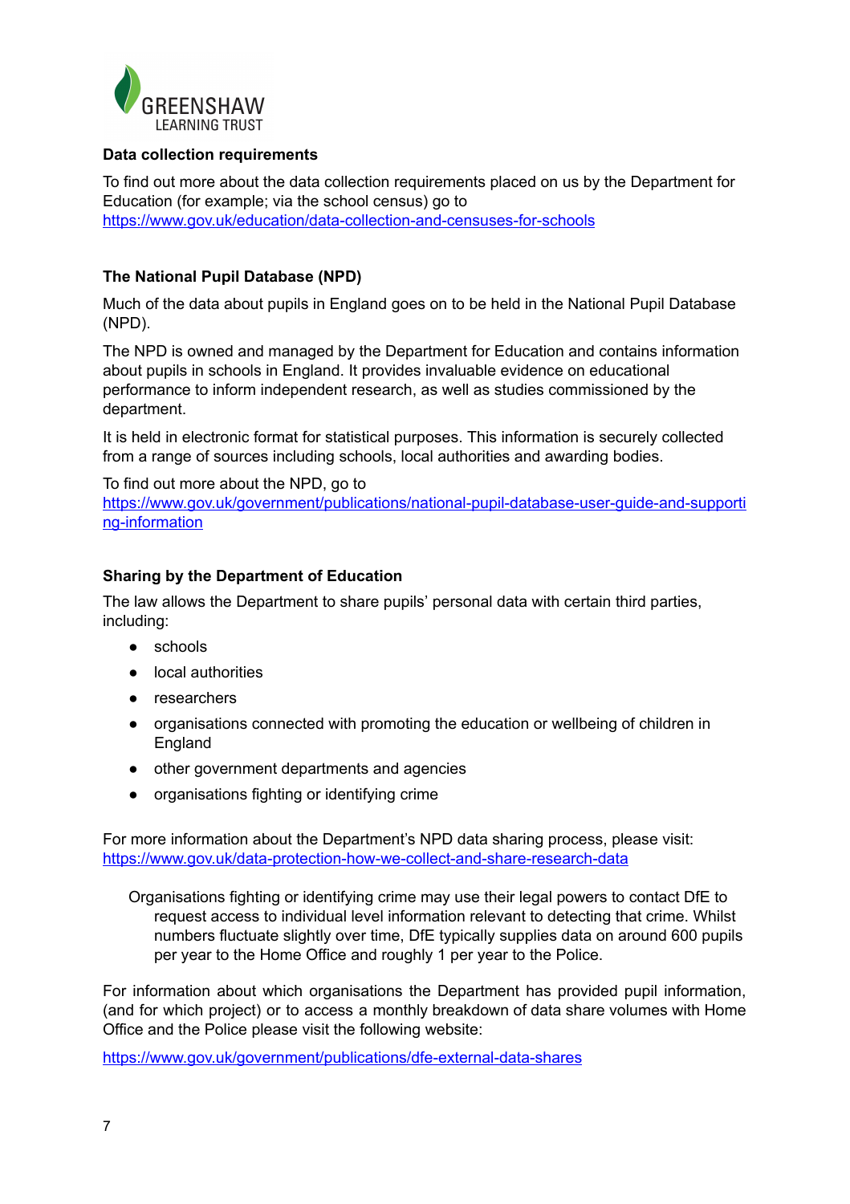**Data collection requirements**

To find out more about the data collection requirements placed on us by the Department for Education (for example; via the school census) go to https://www.gov.uk/education/data-collection-and-censuses-for-schools

**The National Pupil Database (NPD)**

Much of the data about pupils in England goes on to be held in the National Pupil Database (NPD).

The NPD is owned and managed by the Department for Education and contains information about pupils in schools in England. It provides invaluable evidence on educational performance to inform independent research, as well as studies commissioned by the department.

It is held in electronic format for statistical purposes. This information is securely collected from a range of sources including schools, local authorities and awarding bodies.

To find out more about the NPD, go to https://www.gov.uk/government/publications/national-pupil-database-user-guide-and-supporting-information

**Sharing by the Department of Education**

The law allows the Department to share pupils' personal data with certain third parties, including:

- schools
- local authorities
- researchers
- organisations connected with promoting the education or wellbeing of children in England
- other government departments and agencies
- organisations fighting or identifying crime

For more information about the Department's NPD data sharing process, please visit: https://www.gov.uk/data-protection-how-we-collect-and-share-research-data

Organisations fighting or identifying crime may use their legal powers to contact DfE to request access to individual level information relevant to detecting that crime. Whilst numbers fluctuate slightly over time, DfE typically supplies data on around 600 pupils per year to the Home Office and roughly 1 per year to the Police.

For information about which organisations the Department has provided pupil information, (and for which project) or to access a monthly breakdown of data share volumes with Home Office and the Police please visit the following website:

https://www.gov.uk/government/publications/dfe-external-data-shares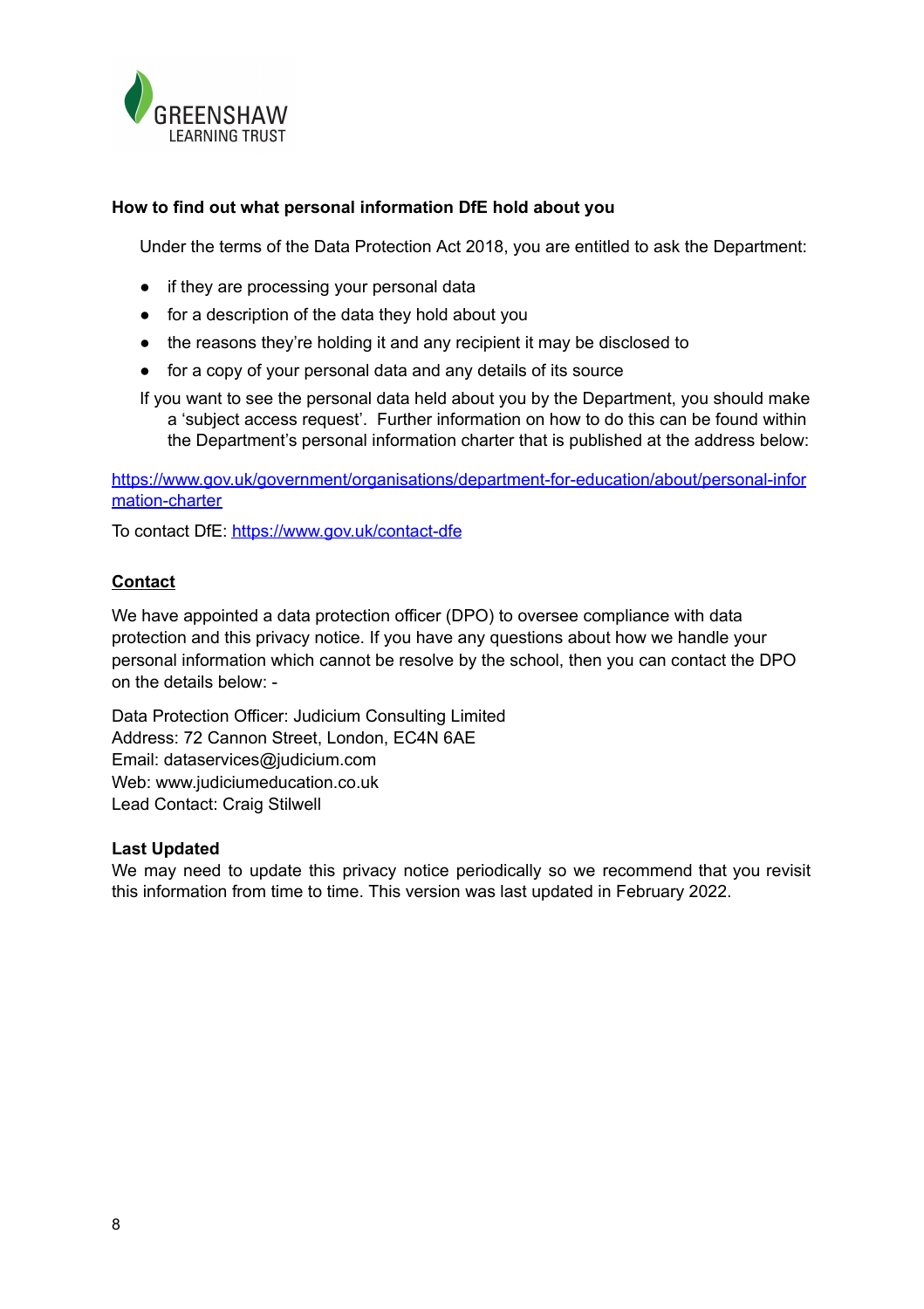**How to find out what personal information DfE hold about you**

Under the terms of the Data Protection Act 2018, you are entitled to ask the Department:

- if they are processing your personal data
- for a description of the data they hold about you
- the reasons they're holding it and any recipient it may be disclosed to
- for a copy of your personal data and any details of its source

If you want to see the personal data held about you by the Department, you should make a 'subject access request'. Further information on how to do this can be found within the Department's personal information charter that is published at the address below:

https://www.gov.uk/government/organisations/department-for-education/about/personal-information-charter

To contact DfE: https://www.gov.uk/contact-dfe

**Contact**

We have appointed a data protection officer (DPO) to oversee compliance with data protection and this privacy notice. If you have any questions about how we handle your personal information which cannot be resolve by the school, then you can contact the DPO on the details below: -

Data Protection Officer: Judicium Consulting Limited
Address: 72 Cannon Street, London, EC4N 6AE
Email: dataservices@judicium.com
Web: www.judiciumeducation.co.uk
Lead Contact: Craig Stilwell

**Last Updated**

We may need to update this privacy notice periodically so we recommend that you revisit this information from time to time. This version was last updated in February 2022.